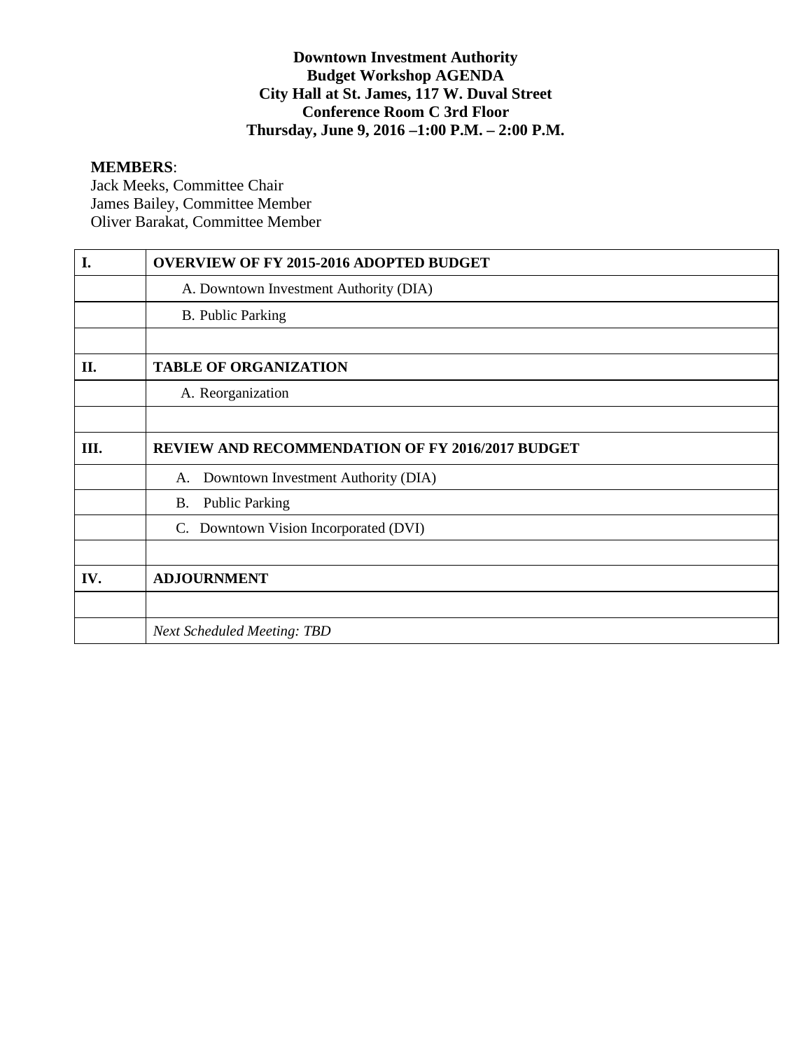**Downtown Investment Authority**
**Budget Workshop AGENDA**
**City Hall at St. James, 117 W. Duval Street**
**Conference Room C 3rd Floor**
**Thursday, June 9, 2016 –1:00 P.M. – 2:00 P.M.**

**MEMBERS**:
Jack Meeks, Committee Chair
James Bailey, Committee Member
Oliver Barakat, Committee Member

| | |
|---|---|
| **I.** | **OVERVIEW OF FY 2015-2016 ADOPTED BUDGET** |
| | A. Downtown Investment Authority (DIA) |
| | B. Public Parking |
| | |
| **II.** | **TABLE OF ORGANIZATION** |
| | A. Reorganization |
| | |
| **III.** | **REVIEW AND RECOMMENDATION OF FY 2016/2017 BUDGET** |
| | A. Downtown Investment Authority (DIA) |
| | B. Public Parking |
| | C. Downtown Vision Incorporated (DVI) |
| | |
| **IV.** | **ADJOURNMENT** |
| | |
| | *Next Scheduled Meeting: TBD* |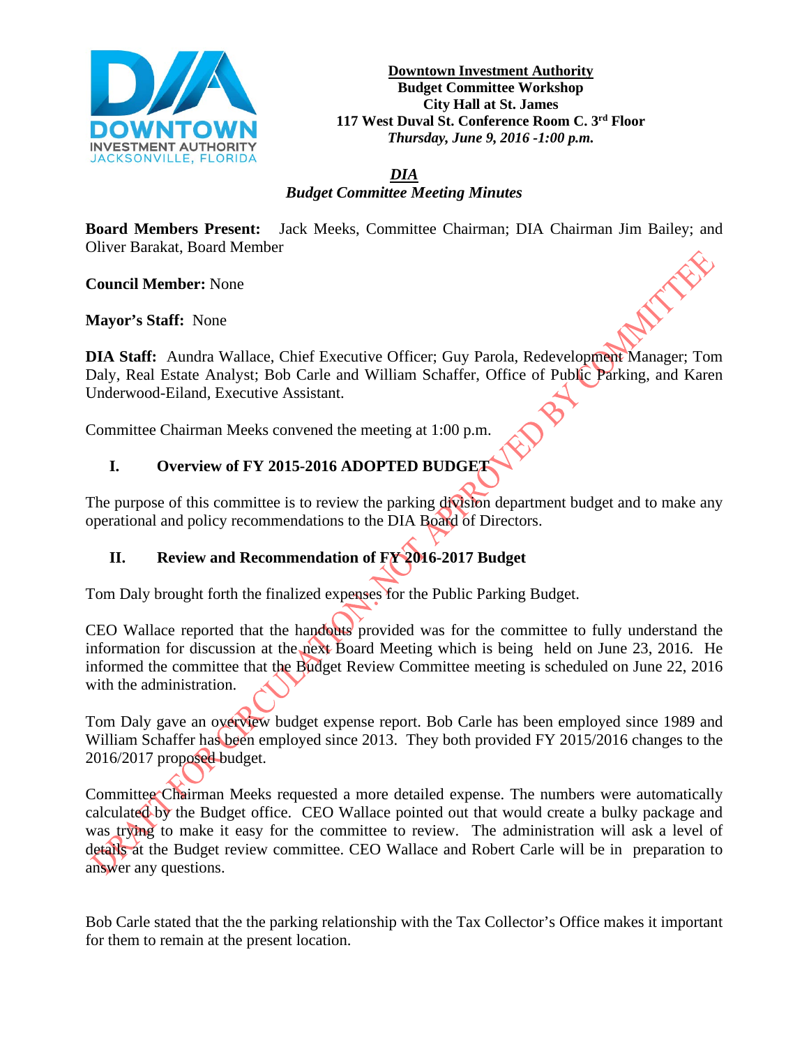**Downtown Investment Authority**
**Budget Committee Workshop**
**City Hall at St. James**
**117 West Duval St. Conference Room C. 3rd Floor**
***Thursday, June 9, 2016 -1:00 p.m.***

## *DIA*
## *Budget Committee Meeting Minutes*

**Board Members Present:** Jack Meeks, Committee Chairman; DIA Chairman Jim Bailey; and Oliver Barakat, Board Member

**Council Member:** None

**Mayor's Staff:** None

**DIA Staff:** Aundra Wallace, Chief Executive Officer; Guy Parola, Redevelopment Manager; Tom Daly, Real Estate Analyst; Bob Carle and William Schaffer, Office of Public Parking, and Karen Underwood-Eiland, Executive Assistant.

Committee Chairman Meeks convened the meeting at 1:00 p.m.

## I. Overview of FY 2015-2016 ADOPTED BUDGET

The purpose of this committee is to review the parking division department budget and to make any operational and policy recommendations to the DIA Board of Directors.

## II. Review and Recommendation of FY 2016-2017 Budget

Tom Daly brought forth the finalized expenses for the Public Parking Budget.

CEO Wallace reported that the handouts provided was for the committee to fully understand the information for discussion at the next Board Meeting which is being held on June 23, 2016. He informed the committee that the Budget Review Committee meeting is scheduled on June 22, 2016 with the administration.

Tom Daly gave an overview budget expense report. Bob Carle has been employed since 1989 and William Schaffer has been employed since 2013. They both provided FY 2015/2016 changes to the 2016/2017 proposed budget.

Committee Chairman Meeks requested a more detailed expense. The numbers were automatically calculated by the Budget office. CEO Wallace pointed out that would create a bulky package and was trying to make it easy for the committee to review. The administration will ask a level of details at the Budget review committee. CEO Wallace and Robert Carle will be in preparation to answer any questions.

Bob Carle stated that the the parking relationship with the Tax Collector's Office makes it important for them to remain at the present location.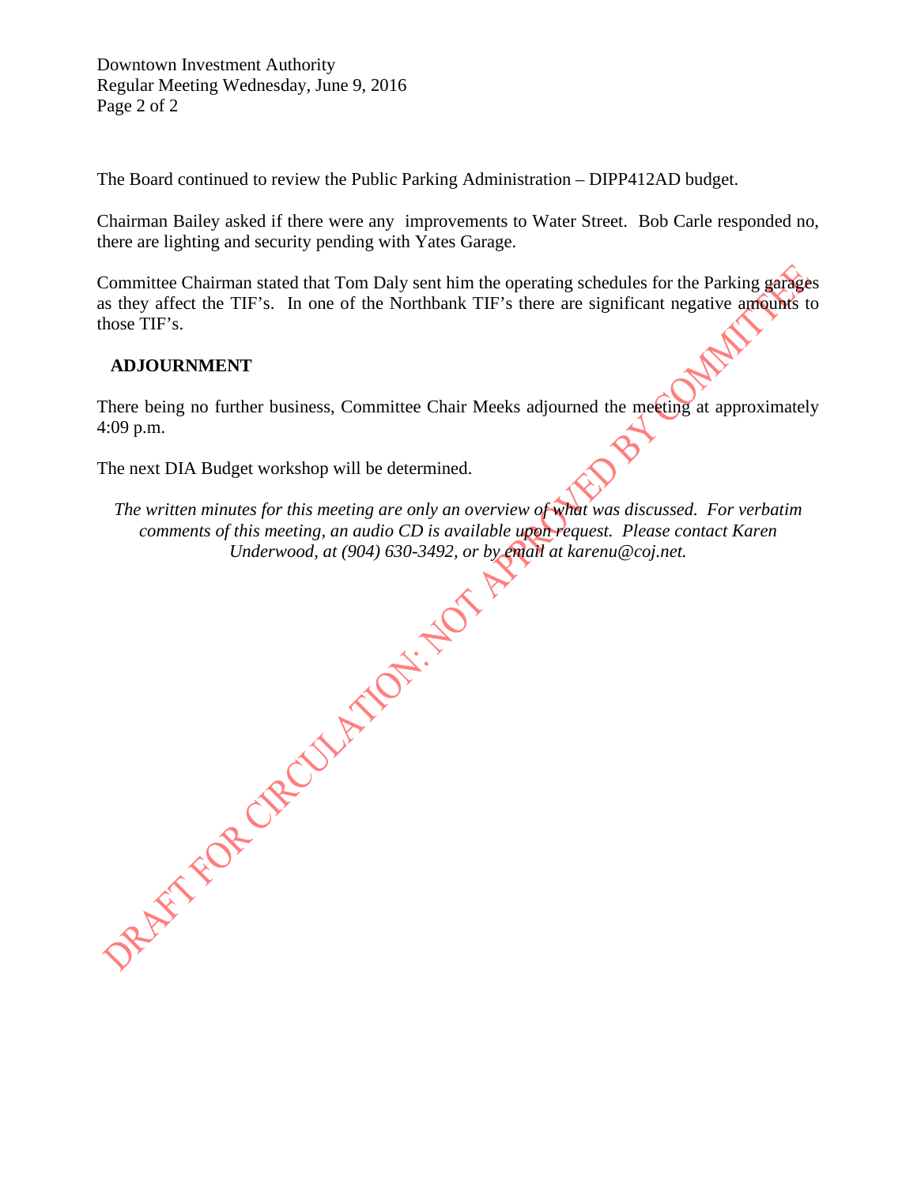The Board continued to review the Public Parking Administration – DIPP412AD budget.

Chairman Bailey asked if there were any improvements to Water Street. Bob Carle responded no, there are lighting and security pending with Yates Garage.

Committee Chairman stated that Tom Daly sent him the operating schedules for the Parking garages as they affect the TIF's. In one of the Northbank TIF's there are significant negative amounts to those TIF's.

**ADJOURNMENT**

There being no further business, Committee Chair Meeks adjourned the meeting at approximately 4:09 p.m.

The next DIA Budget workshop will be determined.

*The written minutes for this meeting are only an overview of what was discussed. For verbatim comments of this meeting, an audio CD is available upon request. Please contact Karen Underwood, at (904) 630-3492, or by email at karenu@coj.net.*

DRAFT FOR CIRCULATION: NOT APPROVED BY COMMITTEE